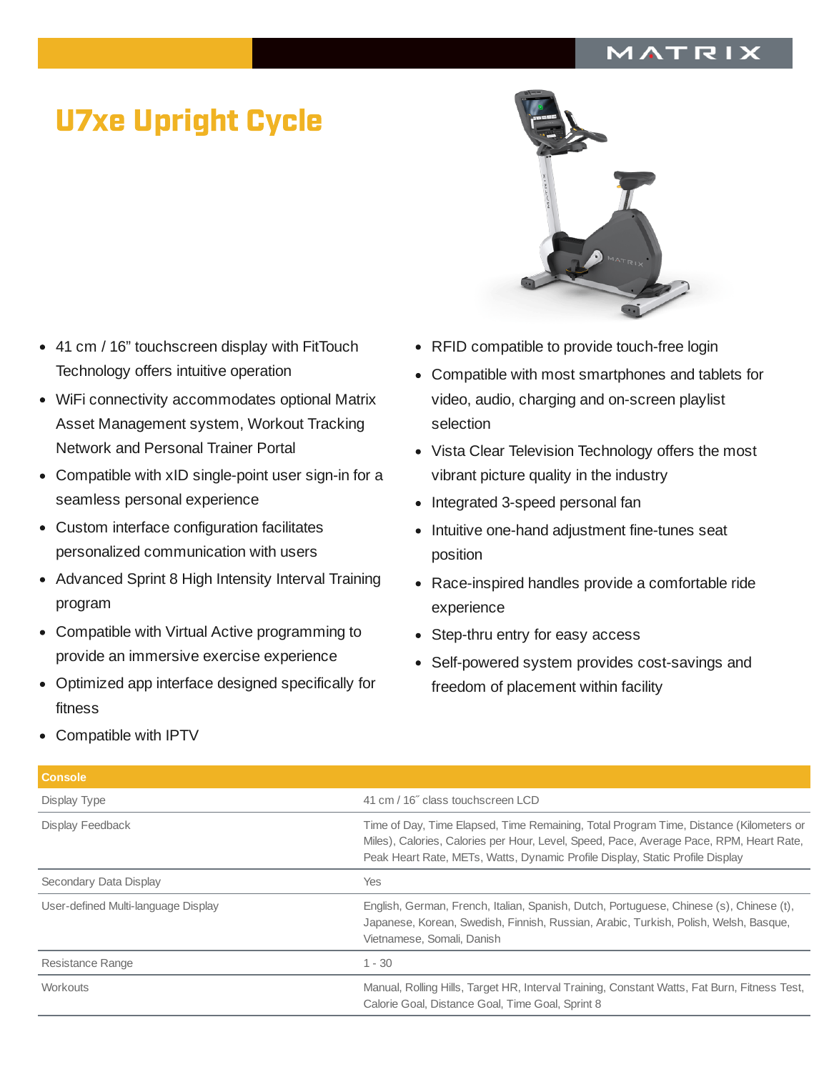MATRIX

# U7xe Upright Cycle

- 41 cm / 16" touchscreen display with FitTouch Technology offers intuitive operation
- WiFi connectivity accommodates optional Matrix Asset Management system, Workout Tracking Network and Personal Trainer Portal
- Compatible with xID single-point user sign-in for a seamless personal experience
- Custom interface configuration facilitates personalized communication with users
- Advanced Sprint 8 High Intensity Interval Training program
- Compatible with Virtual Active programming to provide an immersive exercise experience
- Optimized app interface designed specifically for fitness
- Compatible with IPTV
- RFID compatible to provide touch-free login
- Compatible with most smartphones and tablets for video, audio, charging and on-screen playlist selection
- Vista Clear Television Technology offers the most vibrant picture quality in the industry
- Integrated 3-speed personal fan
- Intuitive one-hand adjustment fine-tunes seat position
- Race-inspired handles provide a comfortable ride experience
- Step-thru entry for easy access
- Self-powered system provides cost-savings and freedom of placement within facility

| Console | |
|---|---|
| Display Type | 41 cm / 16˝ class touchscreen LCD |
| Display Feedback | Time of Day, Time Elapsed, Time Remaining, Total Program Time, Distance (Kilometers or Miles), Calories, Calories per Hour, Level, Speed, Pace, Average Pace, RPM, Heart Rate, Peak Heart Rate, METs, Watts, Dynamic Profile Display, Static Profile Display |
| Secondary Data Display | Yes |
| User-defined Multi-language Display | English, German, French, Italian, Spanish, Dutch, Portuguese, Chinese (s), Chinese (t), Japanese, Korean, Swedish, Finnish, Russian, Arabic, Turkish, Polish, Welsh, Basque, Vietnamese, Somali, Danish |
| Resistance Range | 1 - 30 |
| Workouts | Manual, Rolling Hills, Target HR, Interval Training, Constant Watts, Fat Burn, Fitness Test, Calorie Goal, Distance Goal, Time Goal, Sprint 8 |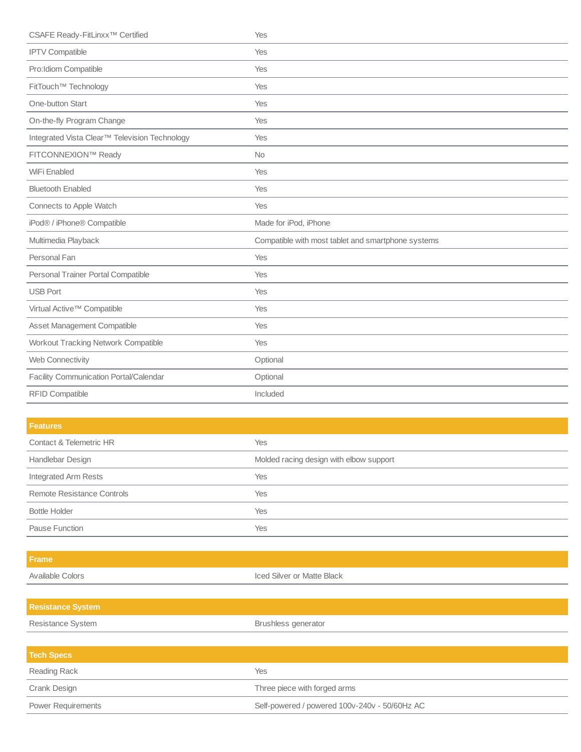| | |
|---|---|
| CSAFE Ready-FitLinxx™ Certified | Yes |
| IPTV Compatible | Yes |
| Pro:Idiom Compatible | Yes |
| FitTouch™ Technology | Yes |
| One-button Start | Yes |
| On-the-fly Program Change | Yes |
| Integrated Vista Clear™ Television Technology | Yes |
| FITCONNEXION™ Ready | No |
| WiFi Enabled | Yes |
| Bluetooth Enabled | Yes |
| Connects to Apple Watch | Yes |
| iPod® / iPhone® Compatible | Made for iPod, iPhone |
| Multimedia Playback | Compatible with most tablet and smartphone systems |
| Personal Fan | Yes |
| Personal Trainer Portal Compatible | Yes |
| USB Port | Yes |
| Virtual Active™ Compatible | Yes |
| Asset Management Compatible | Yes |
| Workout Tracking Network Compatible | Yes |
| Web Connectivity | Optional |
| Facility Communication Portal/Calendar | Optional |
| RFID Compatible | Included |

| **Features** | |
|---|---|
| Contact & Telemetric HR | Yes |
| Handlebar Design | Molded racing design with elbow support |
| Integrated Arm Rests | Yes |
| Remote Resistance Controls | Yes |
| Bottle Holder | Yes |
| Pause Function | Yes |

| **Frame** | |
|---|---|
| Available Colors | Iced Silver or Matte Black |

| **Resistance System** | |
|---|---|
| Resistance System | Brushless generator |

| **Tech Specs** | |
|---|---|
| Reading Rack | Yes |
| Crank Design | Three piece with forged arms |
| Power Requirements | Self-powered / powered 100v-240v - 50/60Hz AC |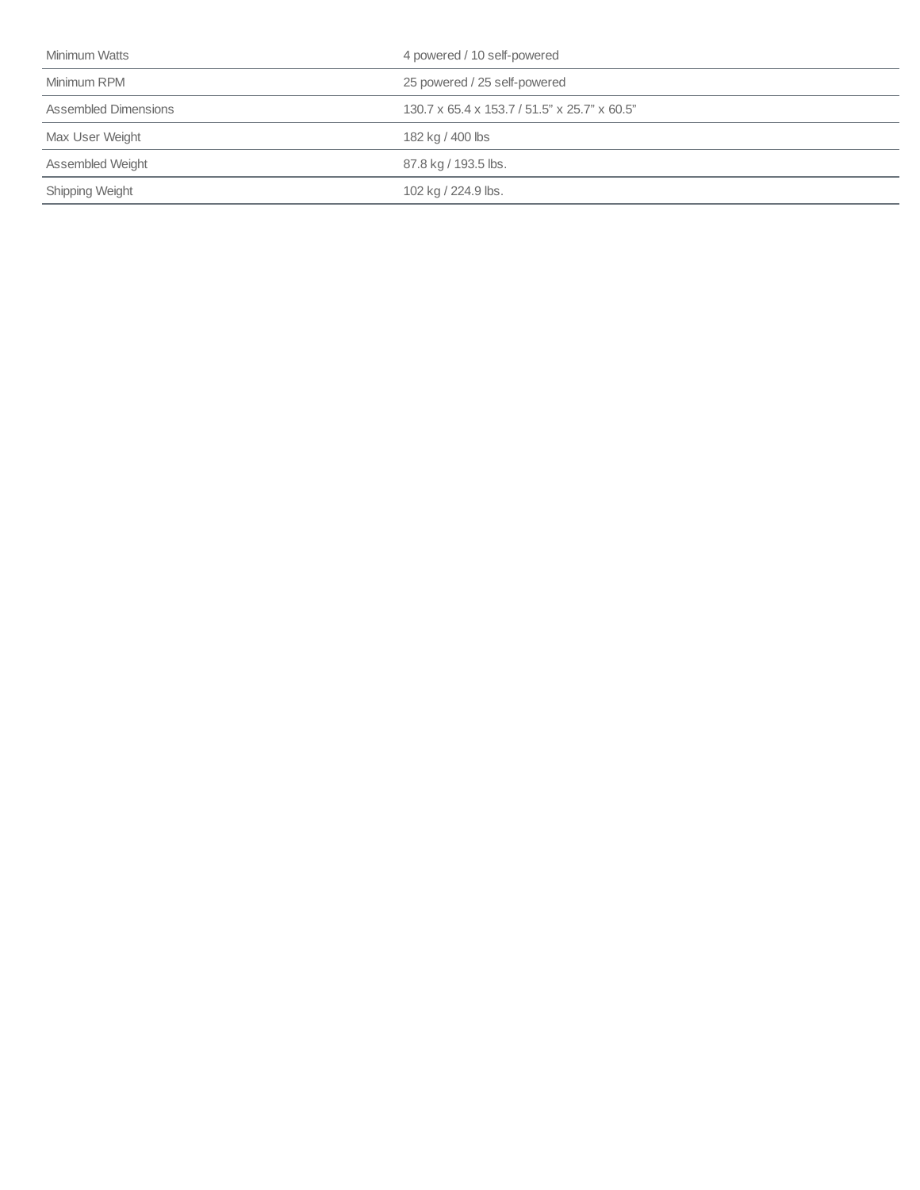| | |
|---|---|
| Minimum Watts | 4 powered / 10 self-powered |
| Minimum RPM | 25 powered / 25 self-powered |
| Assembled Dimensions | 130.7 x 65.4 x 153.7 / 51.5” x 25.7” x 60.5” |
| Max User Weight | 182 kg / 400 lbs |
| Assembled Weight | 87.8 kg / 193.5 lbs. |
| Shipping Weight | 102 kg / 224.9 lbs. |